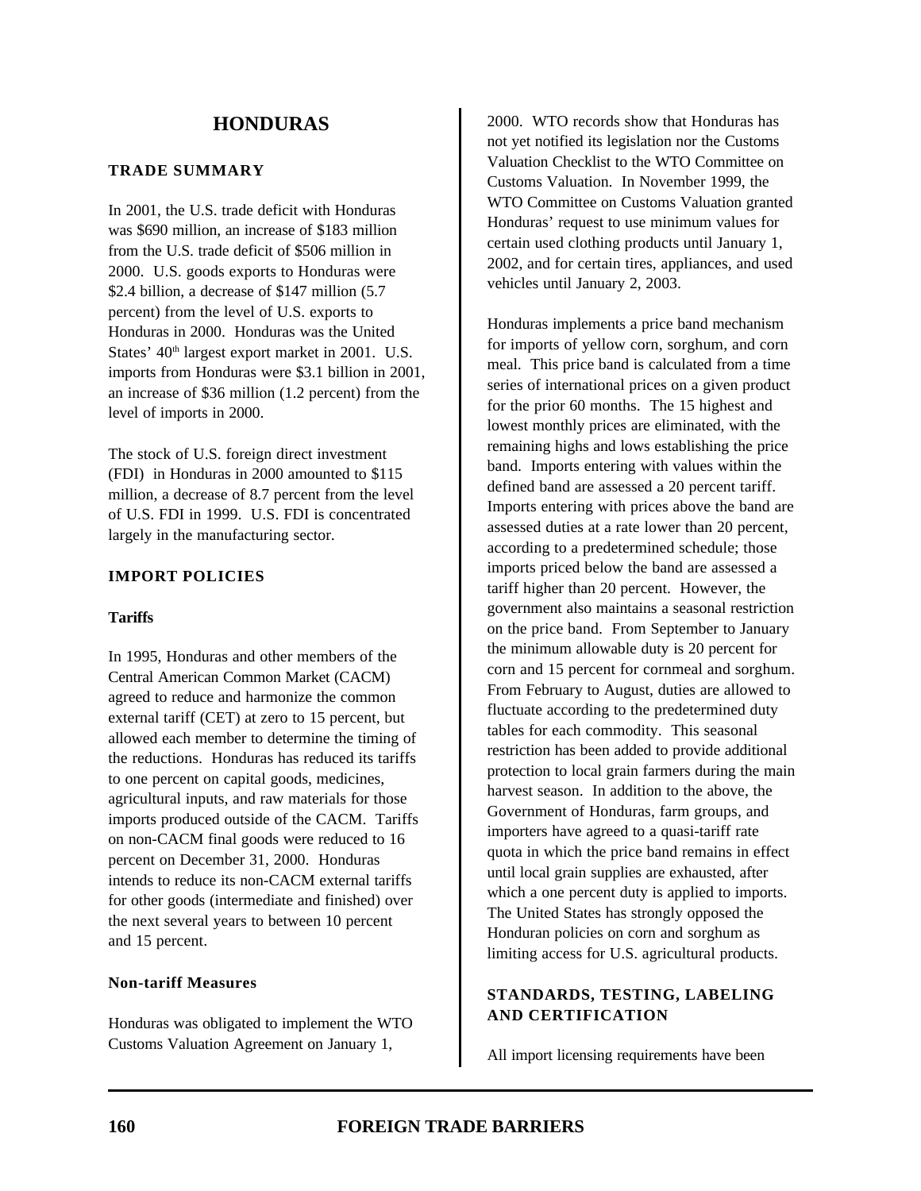# HONDURAS

## TRADE SUMMARY

In 2001, the U.S. trade deficit with Honduras was $690 million, an increase of $183 million from the U.S. trade deficit of $506 million in 2000. U.S. goods exports to Honduras were $2.4 billion, a decrease of $147 million (5.7 percent) from the level of U.S. exports to Honduras in 2000. Honduras was the United States' 40th largest export market in 2001. U.S. imports from Honduras were $3.1 billion in 2001, an increase of $36 million (1.2 percent) from the level of imports in 2000.

The stock of U.S. foreign direct investment (FDI) in Honduras in 2000 amounted to $115 million, a decrease of 8.7 percent from the level of U.S. FDI in 1999. U.S. FDI is concentrated largely in the manufacturing sector.

## IMPORT POLICIES

### Tariffs

In 1995, Honduras and other members of the Central American Common Market (CACM) agreed to reduce and harmonize the common external tariff (CET) at zero to 15 percent, but allowed each member to determine the timing of the reductions. Honduras has reduced its tariffs to one percent on capital goods, medicines, agricultural inputs, and raw materials for those imports produced outside of the CACM. Tariffs on non-CACM final goods were reduced to 16 percent on December 31, 2000. Honduras intends to reduce its non-CACM external tariffs for other goods (intermediate and finished) over the next several years to between 10 percent and 15 percent.

### Non-tariff Measures

Honduras was obligated to implement the WTO Customs Valuation Agreement on January 1, 2000. WTO records show that Honduras has not yet notified its legislation nor the Customs Valuation Checklist to the WTO Committee on Customs Valuation. In November 1999, the WTO Committee on Customs Valuation granted Honduras' request to use minimum values for certain used clothing products until January 1, 2002, and for certain tires, appliances, and used vehicles until January 2, 2003.

Honduras implements a price band mechanism for imports of yellow corn, sorghum, and corn meal. This price band is calculated from a time series of international prices on a given product for the prior 60 months. The 15 highest and lowest monthly prices are eliminated, with the remaining highs and lows establishing the price band. Imports entering with values within the defined band are assessed a 20 percent tariff. Imports entering with prices above the band are assessed duties at a rate lower than 20 percent, according to a predetermined schedule; those imports priced below the band are assessed a tariff higher than 20 percent. However, the government also maintains a seasonal restriction on the price band. From September to January the minimum allowable duty is 20 percent for corn and 15 percent for cornmeal and sorghum. From February to August, duties are allowed to fluctuate according to the predetermined duty tables for each commodity. This seasonal restriction has been added to provide additional protection to local grain farmers during the main harvest season. In addition to the above, the Government of Honduras, farm groups, and importers have agreed to a quasi-tariff rate quota in which the price band remains in effect until local grain supplies are exhausted, after which a one percent duty is applied to imports. The United States has strongly opposed the Honduran policies on corn and sorghum as limiting access for U.S. agricultural products.

## STANDARDS, TESTING, LABELING AND CERTIFICATION

All import licensing requirements have been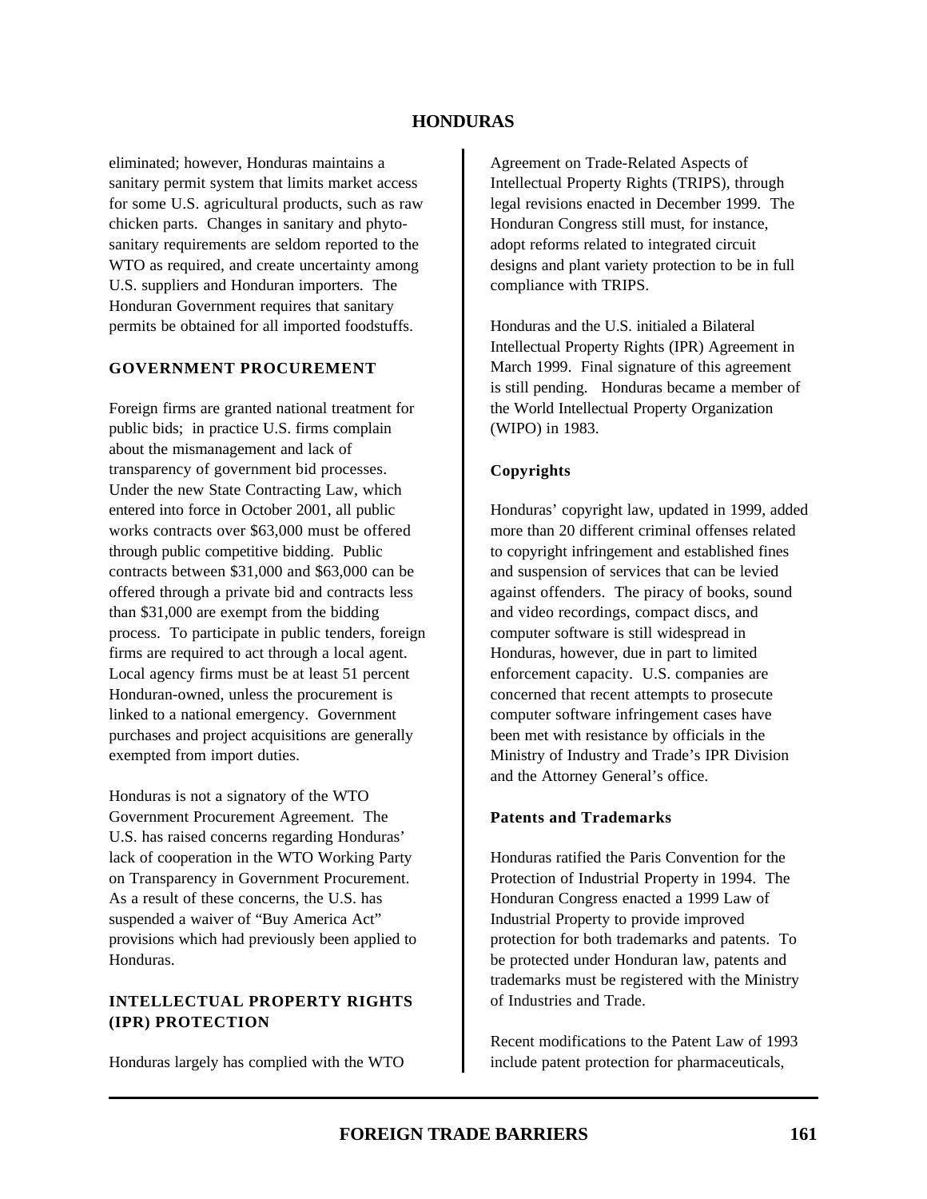eliminated; however, Honduras maintains a sanitary permit system that limits market access for some U.S. agricultural products, such as raw chicken parts. Changes in sanitary and phyto-sanitary requirements are seldom reported to the WTO as required, and create uncertainty among U.S. suppliers and Honduran importers. The Honduran Government requires that sanitary permits be obtained for all imported foodstuffs.

## GOVERNMENT PROCUREMENT

Foreign firms are granted national treatment for public bids; in practice U.S. firms complain about the mismanagement and lack of transparency of government bid processes. Under the new State Contracting Law, which entered into force in October 2001, all public works contracts over $63,000 must be offered through public competitive bidding. Public contracts between $31,000 and $63,000 can be offered through a private bid and contracts less than $31,000 are exempt from the bidding process. To participate in public tenders, foreign firms are required to act through a local agent. Local agency firms must be at least 51 percent Honduran-owned, unless the procurement is linked to a national emergency. Government purchases and project acquisitions are generally exempted from import duties.

Honduras is not a signatory of the WTO Government Procurement Agreement. The U.S. has raised concerns regarding Honduras' lack of cooperation in the WTO Working Party on Transparency in Government Procurement. As a result of these concerns, the U.S. has suspended a waiver of "Buy America Act" provisions which had previously been applied to Honduras.

## INTELLECTUAL PROPERTY RIGHTS (IPR) PROTECTION

Honduras largely has complied with the WTO Agreement on Trade-Related Aspects of Intellectual Property Rights (TRIPS), through legal revisions enacted in December 1999. The Honduran Congress still must, for instance, adopt reforms related to integrated circuit designs and plant variety protection to be in full compliance with TRIPS.

Honduras and the U.S. initialed a Bilateral Intellectual Property Rights (IPR) Agreement in March 1999. Final signature of this agreement is still pending. Honduras became a member of the World Intellectual Property Organization (WIPO) in 1983.

### Copyrights

Honduras' copyright law, updated in 1999, added more than 20 different criminal offenses related to copyright infringement and established fines and suspension of services that can be levied against offenders. The piracy of books, sound and video recordings, compact discs, and computer software is still widespread in Honduras, however, due in part to limited enforcement capacity. U.S. companies are concerned that recent attempts to prosecute computer software infringement cases have been met with resistance by officials in the Ministry of Industry and Trade's IPR Division and the Attorney General's office.

### Patents and Trademarks

Honduras ratified the Paris Convention for the Protection of Industrial Property in 1994. The Honduran Congress enacted a 1999 Law of Industrial Property to provide improved protection for both trademarks and patents. To be protected under Honduran law, patents and trademarks must be registered with the Ministry of Industries and Trade.

Recent modifications to the Patent Law of 1993 include patent protection for pharmaceuticals,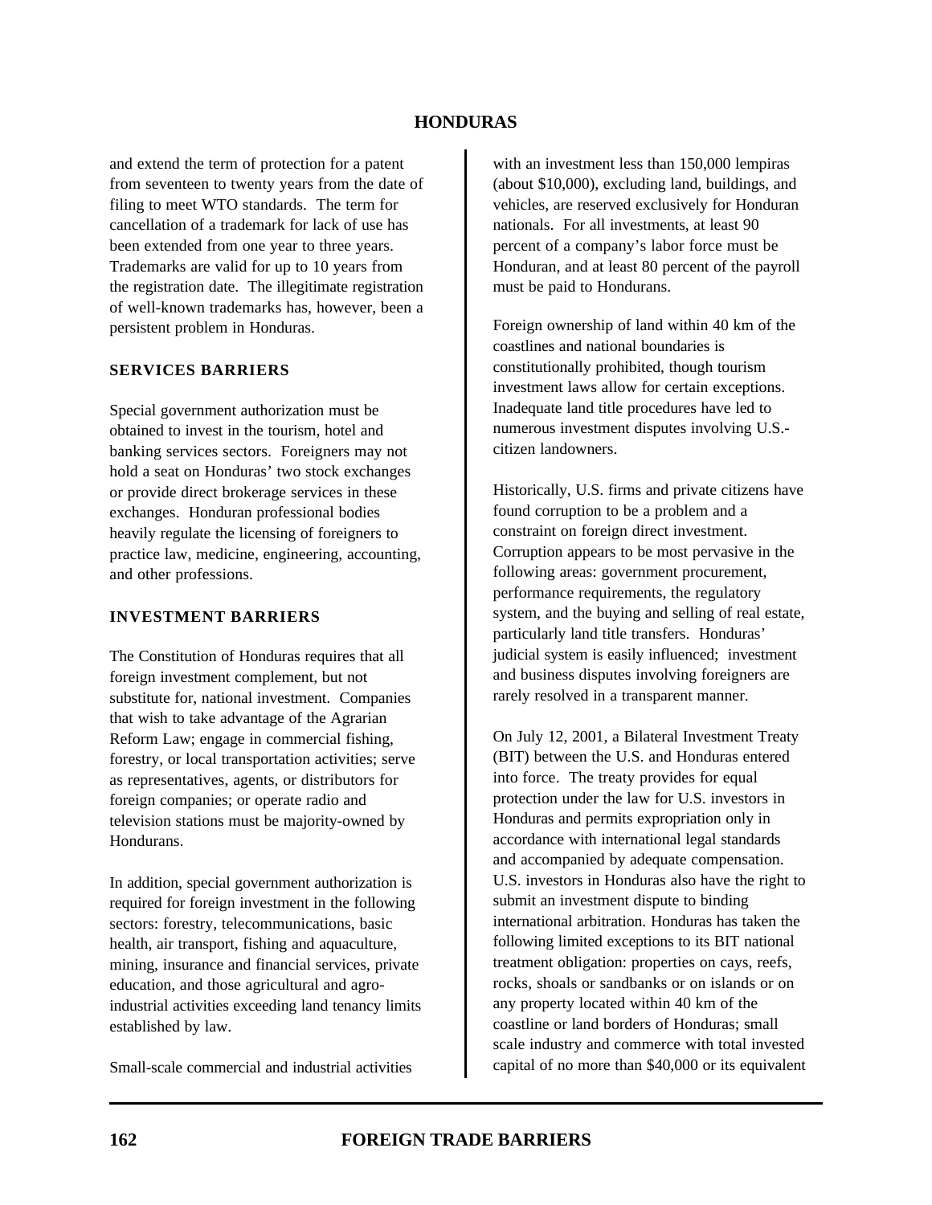and extend the term of protection for a patent from seventeen to twenty years from the date of filing to meet WTO standards. The term for cancellation of a trademark for lack of use has been extended from one year to three years. Trademarks are valid for up to 10 years from the registration date. The illegitimate registration of well-known trademarks has, however, been a persistent problem in Honduras.

## SERVICES BARRIERS

Special government authorization must be obtained to invest in the tourism, hotel and banking services sectors. Foreigners may not hold a seat on Honduras' two stock exchanges or provide direct brokerage services in these exchanges. Honduran professional bodies heavily regulate the licensing of foreigners to practice law, medicine, engineering, accounting, and other professions.

## INVESTMENT BARRIERS

The Constitution of Honduras requires that all foreign investment complement, but not substitute for, national investment. Companies that wish to take advantage of the Agrarian Reform Law; engage in commercial fishing, forestry, or local transportation activities; serve as representatives, agents, or distributors for foreign companies; or operate radio and television stations must be majority-owned by Hondurans.

In addition, special government authorization is required for foreign investment in the following sectors: forestry, telecommunications, basic health, air transport, fishing and aquaculture, mining, insurance and financial services, private education, and those agricultural and agro-industrial activities exceeding land tenancy limits established by law.

Small-scale commercial and industrial activities with an investment less than 150,000 lempiras (about $10,000), excluding land, buildings, and vehicles, are reserved exclusively for Honduran nationals. For all investments, at least 90 percent of a company's labor force must be Honduran, and at least 80 percent of the payroll must be paid to Hondurans.

Foreign ownership of land within 40 km of the coastlines and national boundaries is constitutionally prohibited, though tourism investment laws allow for certain exceptions. Inadequate land title procedures have led to numerous investment disputes involving U.S.-citizen landowners.

Historically, U.S. firms and private citizens have found corruption to be a problem and a constraint on foreign direct investment. Corruption appears to be most pervasive in the following areas: government procurement, performance requirements, the regulatory system, and the buying and selling of real estate, particularly land title transfers. Honduras' judicial system is easily influenced; investment and business disputes involving foreigners are rarely resolved in a transparent manner.

On July 12, 2001, a Bilateral Investment Treaty (BIT) between the U.S. and Honduras entered into force. The treaty provides for equal protection under the law for U.S. investors in Honduras and permits expropriation only in accordance with international legal standards and accompanied by adequate compensation. U.S. investors in Honduras also have the right to submit an investment dispute to binding international arbitration. Honduras has taken the following limited exceptions to its BIT national treatment obligation: properties on cays, reefs, rocks, shoals or sandbanks or on islands or on any property located within 40 km of the coastline or land borders of Honduras; small scale industry and commerce with total invested capital of no more than $40,000 or its equivalent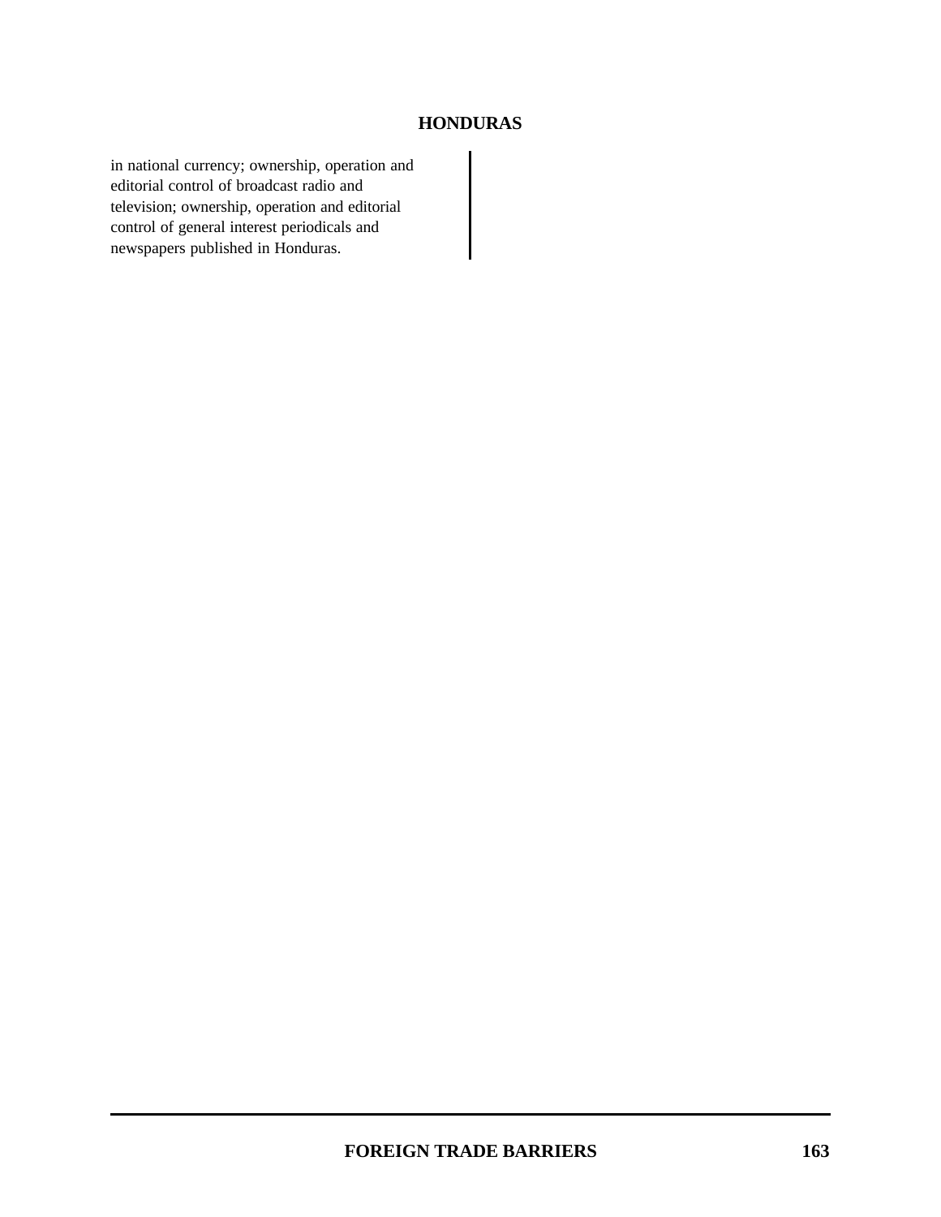in national currency; ownership, operation and editorial control of broadcast radio and television; ownership, operation and editorial control of general interest periodicals and newspapers published in Honduras.